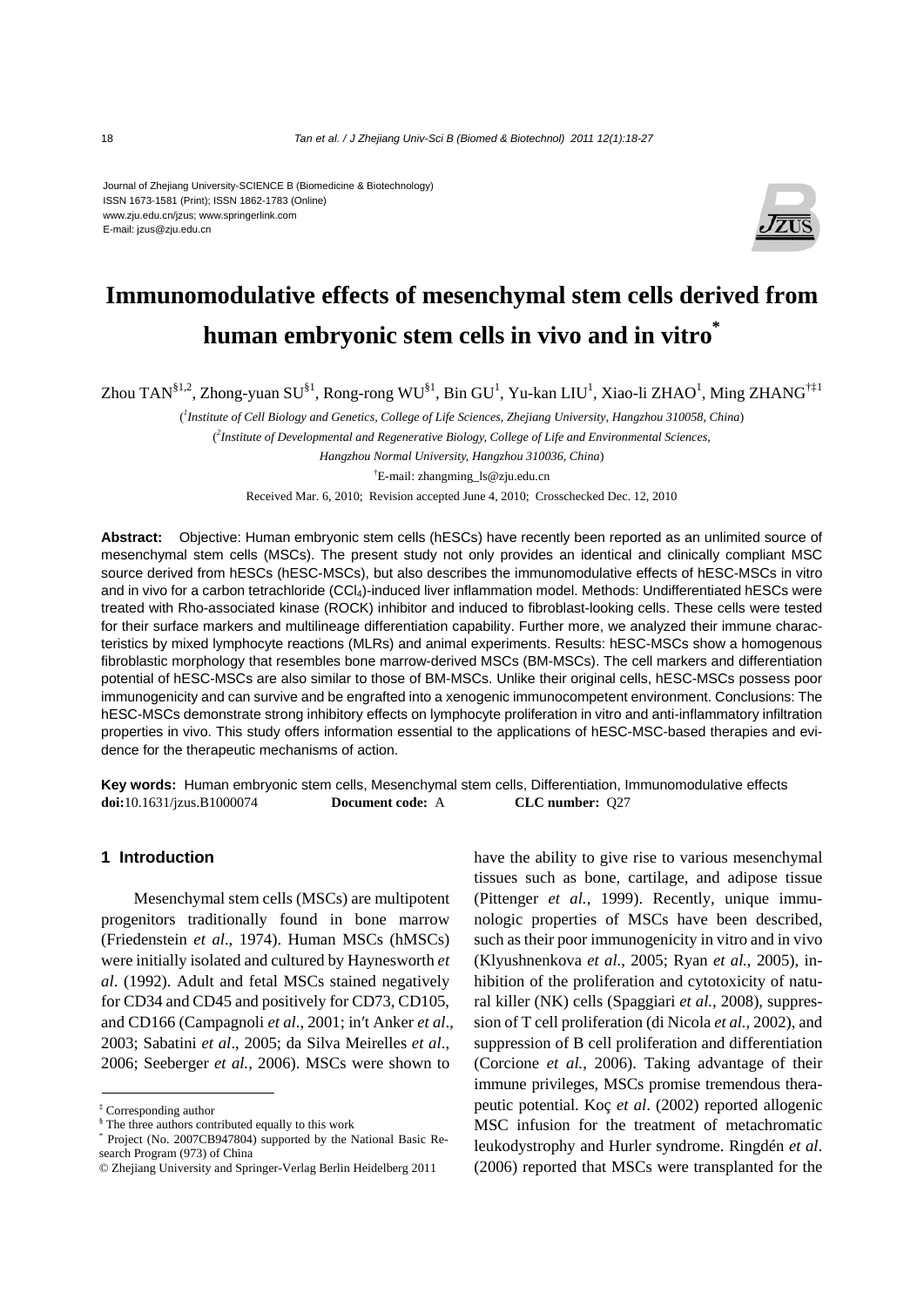Journal of Zhejiang University-SCIENCE B (Biomedicine & Biotechnology)
ISSN 1673-1581 (Print); ISSN 1862-1783 (Online)
www.zju.edu.cn/jzus; www.springerlink.com
E-mail: jzus@zju.edu.cn

# Immunomodulative effects of mesenchymal stem cells derived from human embryonic stem cells in vivo and in vitro*

Zhou TAN[§1,2], Zhong-yuan SU[§1], Rong-rong WU[§1], Bin GU[1], Yu-kan LIU[1], Xiao-li ZHAO[1], Ming ZHANG[†‡1]

([1]*Institute of Cell Biology and Genetics, College of Life Sciences, Zhejiang University, Hangzhou 310058, China*)

([2]*Institute of Developmental and Regenerative Biology, College of Life and Environmental Sciences, Hangzhou Normal University, Hangzhou 310036, China*)

[†]E-mail: zhangming_ls@zju.edu.cn

Received Mar. 6, 2010; Revision accepted June 4, 2010; Crosschecked Dec. 12, 2010

**Abstract:** Objective: Human embryonic stem cells (hESCs) have recently been reported as an unlimited source of mesenchymal stem cells (MSCs). The present study not only provides an identical and clinically compliant MSC source derived from hESCs (hESC-MSCs), but also describes the immunomodulative effects of hESC-MSCs in vitro and in vivo for a carbon tetrachloride ($CCl_4$)-induced liver inflammation model. Methods: Undifferentiated hESCs were treated with Rho-associated kinase (ROCK) inhibitor and induced to fibroblast-looking cells. These cells were tested for their surface markers and multilineage differentiation capability. Further more, we analyzed their immune characteristics by mixed lymphocyte reactions (MLRs) and animal experiments. Results: hESC-MSCs show a homogenous fibroblastic morphology that resembles bone marrow-derived MSCs (BM-MSCs). The cell markers and differentiation potential of hESC-MSCs are also similar to those of BM-MSCs. Unlike their original cells, hESC-MSCs possess poor immunogenicity and can survive and be engrafted into a xenogenic immunocompetent environment. Conclusions: The hESC-MSCs demonstrate strong inhibitory effects on lymphocyte proliferation in vitro and anti-inflammatory infiltration properties in vivo. This study offers information essential to the applications of hESC-MSC-based therapies and evidence for the therapeutic mechanisms of action.

**Key words:** Human embryonic stem cells, Mesenchymal stem cells, Differentiation, Immunomodulative effects
**doi:**10.1631/jzus.B1000074 **Document code:** A **CLC number:** Q27

## 1 Introduction

Mesenchymal stem cells (MSCs) are multipotent progenitors traditionally found in bone marrow (Friedenstein *et al*., 1974). Human MSCs (hMSCs) were initially isolated and cultured by Haynesworth *et al*. (1992). Adult and fetal MSCs stained negatively for CD34 and CD45 and positively for CD73, CD105, and CD166 (Campagnoli *et al*., 2001; in′t Anker *et al*., 2003; Sabatini *et al*., 2005; da Silva Meirelles *et al*., 2006; Seeberger *et al.*, 2006). MSCs were shown to have the ability to give rise to various mesenchymal tissues such as bone, cartilage, and adipose tissue (Pittenger *et al.*, 1999). Recently, unique immunologic properties of MSCs have been described, such as their poor immunogenicity in vitro and in vivo (Klyushnenkova *et al.*, 2005; Ryan *et al.*, 2005), inhibition of the proliferation and cytotoxicity of natural killer (NK) cells (Spaggiari *et al.*, 2008), suppression of T cell proliferation (di Nicola *et al.*, 2002), and suppression of B cell proliferation and differentiation (Corcione *et al.*, 2006). Taking advantage of their immune privileges, MSCs promise tremendous therapeutic potential. Koç *et al*. (2002) reported allogenic MSC infusion for the treatment of metachromatic leukodystrophy and Hurler syndrome. Ringdén *et al*. (2006) reported that MSCs were transplanted for the

---

‡ Corresponding author
§ The three authors contributed equally to this work
\* Project (No. 2007CB947804) supported by the National Basic Research Program (973) of China
© Zhejiang University and Springer-Verlag Berlin Heidelberg 2011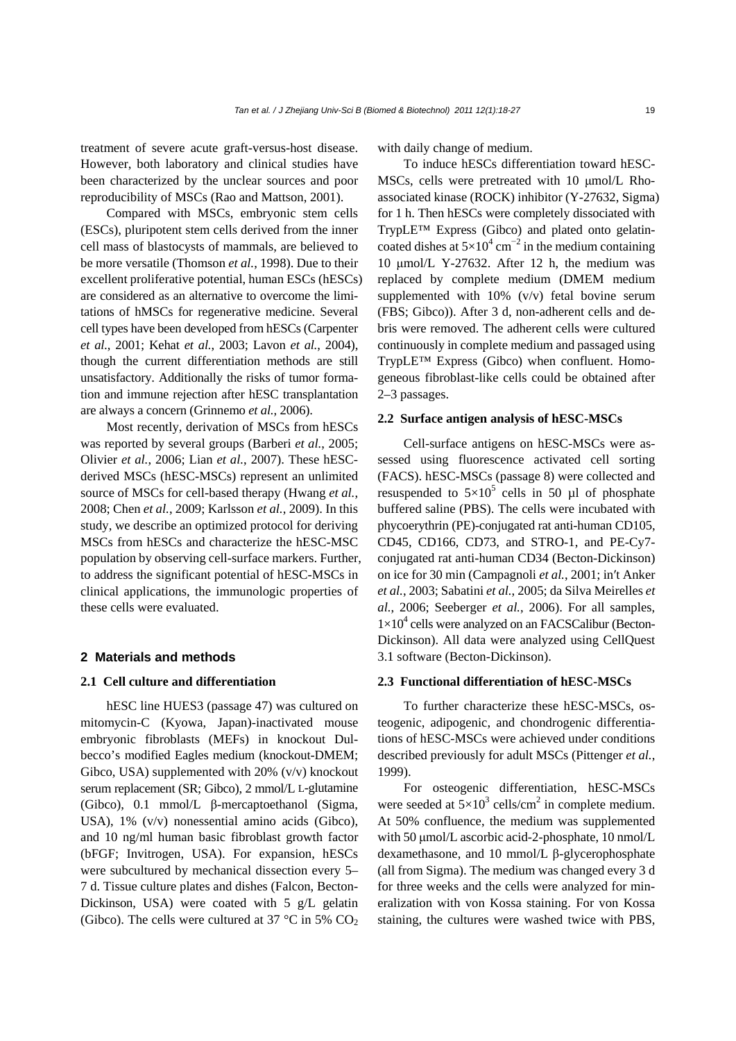treatment of severe acute graft-versus-host disease. However, both laboratory and clinical studies have been characterized by the unclear sources and poor reproducibility of MSCs (Rao and Mattson, 2001).

Compared with MSCs, embryonic stem cells (ESCs), pluripotent stem cells derived from the inner cell mass of blastocysts of mammals, are believed to be more versatile (Thomson *et al.*, 1998). Due to their excellent proliferative potential, human ESCs (hESCs) are considered as an alternative to overcome the limitations of hMSCs for regenerative medicine. Several cell types have been developed from hESCs (Carpenter *et al.*, 2001; Kehat *et al.*, 2003; Lavon *et al.*, 2004), though the current differentiation methods are still unsatisfactory. Additionally the risks of tumor formation and immune rejection after hESC transplantation are always a concern (Grinnemo *et al.*, 2006).

Most recently, derivation of MSCs from hESCs was reported by several groups (Barberi *et al.*, 2005; Olivier *et al.*, 2006; Lian *et al.*, 2007). These hESC-derived MSCs (hESC-MSCs) represent an unlimited source of MSCs for cell-based therapy (Hwang *et al.*, 2008; Chen *et al.*, 2009; Karlsson *et al.*, 2009). In this study, we describe an optimized protocol for deriving MSCs from hESCs and characterize the hESC-MSC population by observing cell-surface markers. Further, to address the significant potential of hESC-MSCs in clinical applications, the immunologic properties of these cells were evaluated.

## 2 Materials and methods

### 2.1 Cell culture and differentiation

hESC line HUES3 (passage 47) was cultured on mitomycin-C (Kyowa, Japan)-inactivated mouse embryonic fibroblasts (MEFs) in knockout Dulbecco's modified Eagles medium (knockout-DMEM; Gibco, USA) supplemented with 20% (v/v) knockout serum replacement (SR; Gibco), 2 mmol/L L-glutamine (Gibco), 0.1 mmol/L β-mercaptoethanol (Sigma, USA), 1% (v/v) nonessential amino acids (Gibco), and 10 ng/ml human basic fibroblast growth factor (bFGF; Invitrogen, USA). For expansion, hESCs were subcultured by mechanical dissection every 5–7 d. Tissue culture plates and dishes (Falcon, Becton-Dickinson, USA) were coated with 5 g/L gelatin (Gibco). The cells were cultured at 37 °C in 5% $CO_2$ with daily change of medium.

To induce hESCs differentiation toward hESC-MSCs, cells were pretreated with 10 μmol/L Rho-associated kinase (ROCK) inhibitor (Y-27632, Sigma) for 1 h. Then hESCs were completely dissociated with TrypLE™ Express (Gibco) and plated onto gelatin-coated dishes at $5\times10^4$ cm$^{-2}$ in the medium containing 10 μmol/L Y-27632. After 12 h, the medium was replaced by complete medium (DMEM medium supplemented with 10% (v/v) fetal bovine serum (FBS; Gibco)). After 3 d, non-adherent cells and debris were removed. The adherent cells were cultured continuously in complete medium and passaged using TrypLE™ Express (Gibco) when confluent. Homogeneous fibroblast-like cells could be obtained after 2–3 passages.

### 2.2 Surface antigen analysis of hESC-MSCs

Cell-surface antigens on hESC-MSCs were assessed using fluorescence activated cell sorting (FACS). hESC-MSCs (passage 8) were collected and resuspended to $5\times10^5$ cells in 50 μl of phosphate buffered saline (PBS). The cells were incubated with phycoerythrin (PE)-conjugated rat anti-human CD105, CD45, CD166, CD73, and STRO-1, and PE-Cy7-conjugated rat anti-human CD34 (Becton-Dickinson) on ice for 30 min (Campagnoli *et al.*, 2001; in′t Anker *et al.*, 2003; Sabatini *et al.*, 2005; da Silva Meirelles *et al.*, 2006; Seeberger *et al.*, 2006). For all samples, $1\times10^4$ cells were analyzed on an FACSCalibur (Becton-Dickinson). All data were analyzed using CellQuest 3.1 software (Becton-Dickinson).

### 2.3 Functional differentiation of hESC-MSCs

To further characterize these hESC-MSCs, osteogenic, adipogenic, and chondrogenic differentiations of hESC-MSCs were achieved under conditions described previously for adult MSCs (Pittenger *et al.*, 1999).

For osteogenic differentiation, hESC-MSCs were seeded at $5\times10^3$ cells/cm$^2$ in complete medium. At 50% confluence, the medium was supplemented with 50 μmol/L ascorbic acid-2-phosphate, 10 nmol/L dexamethasone, and 10 mmol/L β-glycerophosphate (all from Sigma). The medium was changed every 3 d for three weeks and the cells were analyzed for mineralization with von Kossa staining. For von Kossa staining, the cultures were washed twice with PBS,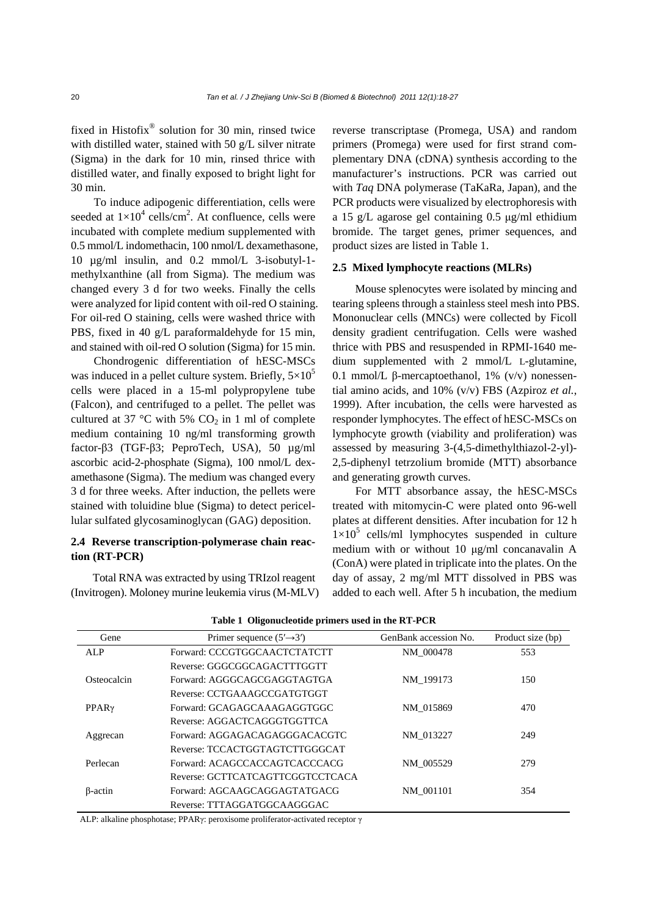fixed in Histofix® solution for 30 min, rinsed twice with distilled water, stained with 50 g/L silver nitrate (Sigma) in the dark for 10 min, rinsed thrice with distilled water, and finally exposed to bright light for 30 min.

To induce adipogenic differentiation, cells were seeded at $1\times10^4$ cells/cm$^2$. At confluence, cells were incubated with complete medium supplemented with 0.5 mmol/L indomethacin, 100 nmol/L dexamethasone, 10 µg/ml insulin, and 0.2 mmol/L 3-isobutyl-1-methylxanthine (all from Sigma). The medium was changed every 3 d for two weeks. Finally the cells were analyzed for lipid content with oil-red O staining. For oil-red O staining, cells were washed thrice with PBS, fixed in 40 g/L paraformaldehyde for 15 min, and stained with oil-red O solution (Sigma) for 15 min.

Chondrogenic differentiation of hESC-MSCs was induced in a pellet culture system. Briefly, $5\times10^5$ cells were placed in a 15-ml polypropylene tube (Falcon), and centrifuged to a pellet. The pellet was cultured at 37 °C with 5% $CO_2$ in 1 ml of complete medium containing 10 ng/ml transforming growth factor-β3 (TGF-β3; PeproTech, USA), 50 µg/ml ascorbic acid-2-phosphate (Sigma), 100 nmol/L dexamethasone (Sigma). The medium was changed every 3 d for three weeks. After induction, the pellets were stained with toluidine blue (Sigma) to detect pericellular sulfated glycosaminoglycan (GAG) deposition.

### 2.4 Reverse transcription-polymerase chain reaction (RT-PCR)

Total RNA was extracted by using TRIzol reagent (Invitrogen). Moloney murine leukemia virus (M-MLV) reverse transcriptase (Promega, USA) and random primers (Promega) were used for first strand complementary DNA (cDNA) synthesis according to the manufacturer's instructions. PCR was carried out with *Taq* DNA polymerase (TaKaRa, Japan), and the PCR products were visualized by electrophoresis with a 15 g/L agarose gel containing 0.5 µg/ml ethidium bromide. The target genes, primer sequences, and product sizes are listed in Table 1.

### 2.5 Mixed lymphocyte reactions (MLRs)

Mouse splenocytes were isolated by mincing and tearing spleens through a stainless steel mesh into PBS. Mononuclear cells (MNCs) were collected by Ficoll density gradient centrifugation. Cells were washed thrice with PBS and resuspended in RPMI-1640 medium supplemented with 2 mmol/L L-glutamine, 0.1 mmol/L β-mercaptoethanol, 1% (v/v) nonessential amino acids, and 10% (v/v) FBS (Azpiroz *et al.*, 1999). After incubation, the cells were harvested as responder lymphocytes. The effect of hESC-MSCs on lymphocyte growth (viability and proliferation) was assessed by measuring 3-(4,5-dimethylthiazol-2-yl)-2,5-diphenyl tetrzolium bromide (MTT) absorbance and generating growth curves.

For MTT absorbance assay, the hESC-MSCs treated with mitomycin-C were plated onto 96-well plates at different densities. After incubation for 12 h $1\times10^5$ cells/ml lymphocytes suspended in culture medium with or without 10 µg/ml concanavalin A (ConA) were plated in triplicate into the plates. On the day of assay, 2 mg/ml MTT dissolved in PBS was added to each well. After 5 h incubation, the medium

**Table 1 Oligonucleotide primers used in the RT-PCR**

| Gene | Primer sequence (5′→3′) | GenBank accession No. | Product size (bp) |
|---|---|---|---|
| ALP | Forward: CCCGTGGCAACTCTATCTT | NM_000478 | 553 |
| | Reverse: GGGCGGCAGACTTTGGTT | | |
| Osteocalcin | Forward: AGGGCAGCGAGGTAGTGA | NM_199173 | 150 |
| | Reverse: CCTGAAAGCCGATGTGGT | | |
| PPARγ | Forward: GCAGAGCAAAGAGGTGGC | NM_015869 | 470 |
| | Reverse: AGGACTCAGGGTGGTTCA | | |
| Aggrecan | Forward: AGGAGACAGAGGGACACGTC | NM_013227 | 249 |
| | Reverse: TCCACTGGTAGTCTTGGGCAT | | |
| Perlecan | Forward: ACAGCCACCAGTCACCCACG | NM_005529 | 279 |
| | Reverse: GCTTCATCAGTTCGGTCCTCACA | | |
| β-actin | Forward: AGCAAGCAGGAGTATGACG | NM_001101 | 354 |
| | Reverse: TTTAGGATGGCAAGGGAC | | |

ALP: alkaline phosphotase; PPARγ: peroxisome proliferator-activated receptor γ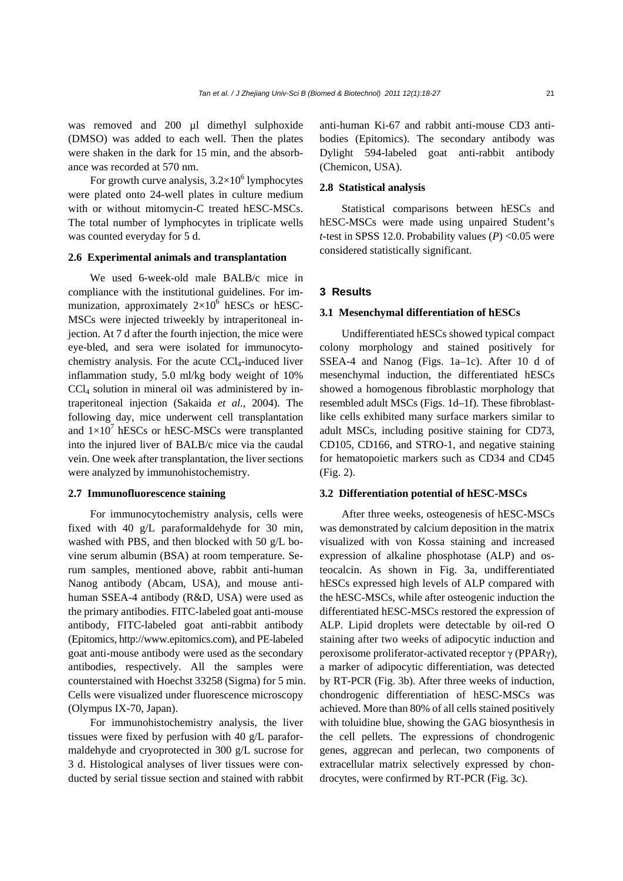was removed and 200 μl dimethyl sulphoxide (DMSO) was added to each well. Then the plates were shaken in the dark for 15 min, and the absorbance was recorded at 570 nm.

For growth curve analysis, $3.2\times10^6$ lymphocytes were plated onto 24-well plates in culture medium with or without mitomycin-C treated hESC-MSCs. The total number of lymphocytes in triplicate wells was counted everyday for 5 d.

### 2.6 Experimental animals and transplantation

We used 6-week-old male BALB/c mice in compliance with the institutional guidelines. For immunization, approximately $2\times10^6$ hESCs or hESC-MSCs were injected triweekly by intraperitoneal injection. At 7 d after the fourth injection, the mice were eye-bled, and sera were isolated for immunocytochemistry analysis. For the acute $CCl_4$-induced liver inflammation study, 5.0 ml/kg body weight of 10% $CCl_4$ solution in mineral oil was administered by intraperitoneal injection (Sakaida *et al.*, 2004). The following day, mice underwent cell transplantation and $1\times10^7$ hESCs or hESC-MSCs were transplanted into the injured liver of BALB/c mice via the caudal vein. One week after transplantation, the liver sections were analyzed by immunohistochemistry.

### 2.7 Immunofluorescence staining

For immunocytochemistry analysis, cells were fixed with 40 g/L paraformaldehyde for 30 min, washed with PBS, and then blocked with 50 g/L bovine serum albumin (BSA) at room temperature. Serum samples, mentioned above, rabbit anti-human Nanog antibody (Abcam, USA), and mouse anti-human SSEA-4 antibody (R&D, USA) were used as the primary antibodies. FITC-labeled goat anti-mouse antibody, FITC-labeled goat anti-rabbit antibody (Epitomics, http://www.epitomics.com), and PE-labeled goat anti-mouse antibody were used as the secondary antibodies, respectively. All the samples were counterstained with Hoechst 33258 (Sigma) for 5 min. Cells were visualized under fluorescence microscopy (Olympus IX-70, Japan).

For immunohistochemistry analysis, the liver tissues were fixed by perfusion with 40 g/L paraformaldehyde and cryoprotected in 300 g/L sucrose for 3 d. Histological analyses of liver tissues were conducted by serial tissue section and stained with rabbit anti-human Ki-67 and rabbit anti-mouse CD3 antibodies (Epitomics). The secondary antibody was Dylight 594-labeled goat anti-rabbit antibody (Chemicon, USA).

### 2.8 Statistical analysis

Statistical comparisons between hESCs and hESC-MSCs were made using unpaired Student's *t*-test in SPSS 12.0. Probability values ($P$) $<0.05$ were considered statistically significant.

## 3 Results

### 3.1 Mesenchymal differentiation of hESCs

Undifferentiated hESCs showed typical compact colony morphology and stained positively for SSEA-4 and Nanog (Figs. 1a–1c). After 10 d of mesenchymal induction, the differentiated hESCs showed a homogenous fibroblastic morphology that resembled adult MSCs (Figs. 1d–1f). These fibroblast-like cells exhibited many surface markers similar to adult MSCs, including positive staining for CD73, CD105, CD166, and STRO-1, and negative staining for hematopoietic markers such as CD34 and CD45 (Fig. 2).

### 3.2 Differentiation potential of hESC-MSCs

After three weeks, osteogenesis of hESC-MSCs was demonstrated by calcium deposition in the matrix visualized with von Kossa staining and increased expression of alkaline phosphotase (ALP) and osteocalcin. As shown in Fig. 3a, undifferentiated hESCs expressed high levels of ALP compared with the hESC-MSCs, while after osteogenic induction the differentiated hESC-MSCs restored the expression of ALP. Lipid droplets were detectable by oil-red O staining after two weeks of adipocytic induction and peroxisome proliferator-activated receptor γ (PPARγ), a marker of adipocytic differentiation, was detected by RT-PCR (Fig. 3b). After three weeks of induction, chondrogenic differentiation of hESC-MSCs was achieved. More than 80% of all cells stained positively with toluidine blue, showing the GAG biosynthesis in the cell pellets. The expressions of chondrogenic genes, aggrecan and perlecan, two components of extracellular matrix selectively expressed by chondrocytes, were confirmed by RT-PCR (Fig. 3c).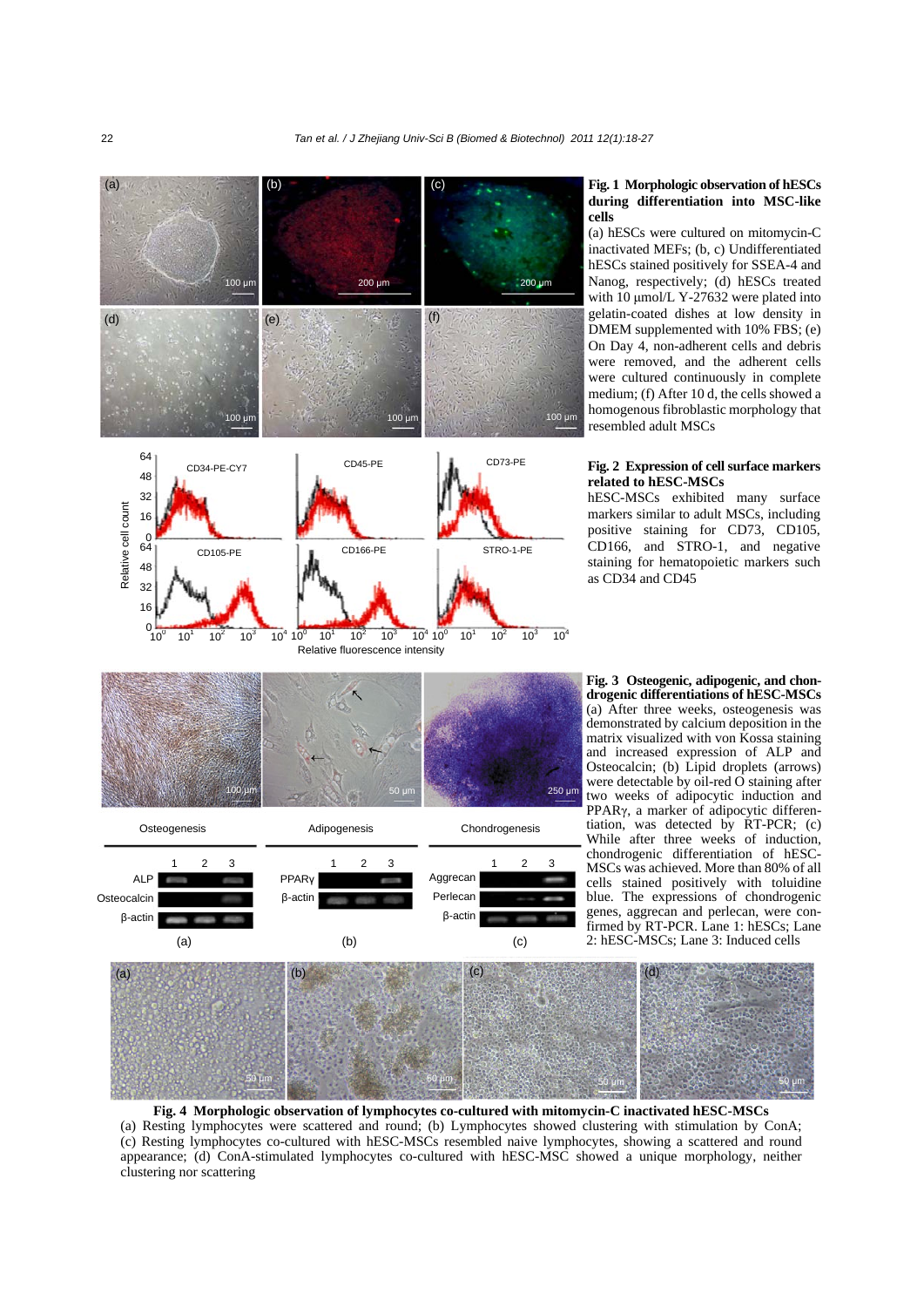**Fig. 1 Morphologic observation of hESCs during differentiation into MSC-like cells**

(a) hESCs were cultured on mitomycin-C inactivated MEFs; (b, c) Undifferentiated hESCs stained positively for SSEA-4 and Nanog, respectively; (d) hESCs treated with 10 μmol/L Y-27632 were plated into gelatin-coated dishes at low density in DMEM supplemented with 10% FBS; (e) On Day 4, non-adherent cells and debris were removed, and the adherent cells were cultured continuously in complete medium; (f) After 10 d, the cells showed a homogenous fibroblastic morphology that resembled adult MSCs

**Fig. 2 Expression of cell surface markers related to hESC-MSCs**

hESC-MSCs exhibited many surface markers similar to adult MSCs, including positive staining for CD73, CD105, CD166, and STRO-1, and negative staining for hematopoietic markers such as CD34 and CD45

**Fig. 3 Osteogenic, adipogenic, and chondrogenic differentiations of hESC-MSCs**

(a) After three weeks, osteogenesis was demonstrated by calcium deposition in the matrix visualized with von Kossa staining and increased expression of ALP and Osteocalcin; (b) Lipid droplets (arrows) were detectable by oil-red O staining after two weeks of adipocytic induction and PPARγ, a marker of adipocytic differentiation, was detected by RT-PCR; (c) While after three weeks of induction, chondrogenic differentiation of hESC-MSCs was achieved. More than 80% of all cells stained positively with toluidine blue. The expressions of chondrogenic genes, aggrecan and perlecan, were confirmed by RT-PCR. Lane 1: hESCs; Lane 2: hESC-MSCs; Lane 3: Induced cells

**Fig. 4 Morphologic observation of lymphocytes co-cultured with mitomycin-C inactivated hESC-MSCs**

(a) Resting lymphocytes were scattered and round; (b) Lymphocytes showed clustering with stimulation by ConA; (c) Resting lymphocytes co-cultured with hESC-MSCs resembled naive lymphocytes, showing a scattered and round appearance; (d) ConA-stimulated lymphocytes co-cultured with hESC-MSC showed a unique morphology, neither clustering nor scattering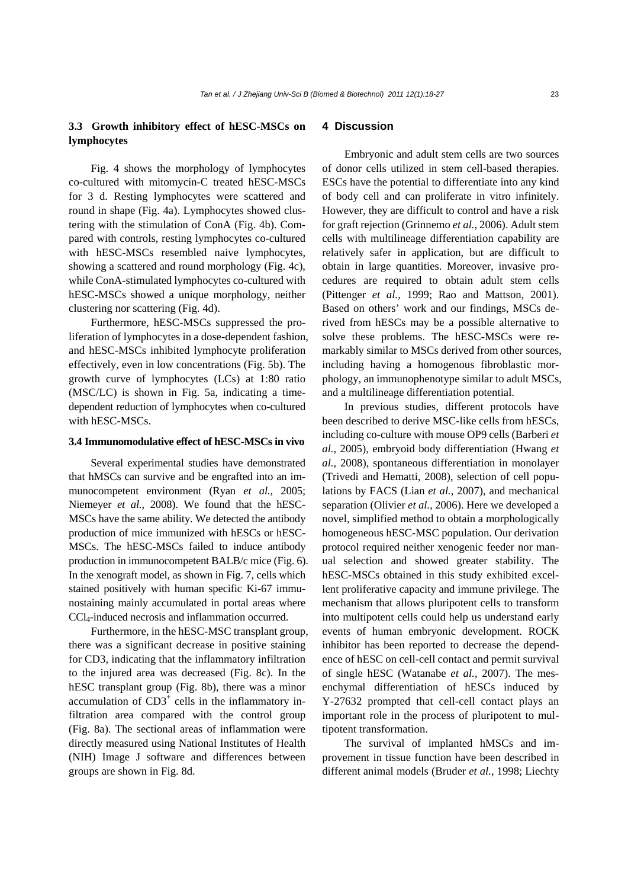### 3.3 Growth inhibitory effect of hESC-MSCs on lymphocytes

Fig. 4 shows the morphology of lymphocytes co-cultured with mitomycin-C treated hESC-MSCs for 3 d. Resting lymphocytes were scattered and round in shape (Fig. 4a). Lymphocytes showed clustering with the stimulation of ConA (Fig. 4b). Compared with controls, resting lymphocytes co-cultured with hESC-MSCs resembled naive lymphocytes, showing a scattered and round morphology (Fig. 4c), while ConA-stimulated lymphocytes co-cultured with hESC-MSCs showed a unique morphology, neither clustering nor scattering (Fig. 4d).

Furthermore, hESC-MSCs suppressed the proliferation of lymphocytes in a dose-dependent fashion, and hESC-MSCs inhibited lymphocyte proliferation effectively, even in low concentrations (Fig. 5b). The growth curve of lymphocytes (LCs) at 1:80 ratio (MSC/LC) is shown in Fig. 5a, indicating a time-dependent reduction of lymphocytes when co-cultured with hESC-MSCs.

### 3.4 Immunomodulative effect of hESC-MSCs in vivo

Several experimental studies have demonstrated that hMSCs can survive and be engrafted into an immunocompetent environment (Ryan *et al.*, 2005; Niemeyer *et al.*, 2008). We found that the hESC-MSCs have the same ability. We detected the antibody production of mice immunized with hESCs or hESC-MSCs. The hESC-MSCs failed to induce antibody production in immunocompetent BALB/c mice (Fig. 6). In the xenograft model, as shown in Fig. 7, cells which stained positively with human specific Ki-67 immunostaining mainly accumulated in portal areas where $CCl_4$-induced necrosis and inflammation occurred.

Furthermore, in the hESC-MSC transplant group, there was a significant decrease in positive staining for CD3, indicating that the inflammatory infiltration to the injured area was decreased (Fig. 8c). In the hESC transplant group (Fig. 8b), there was a minor accumulation of $CD3^+$ cells in the inflammatory infiltration area compared with the control group (Fig. 8a). The sectional areas of inflammation were directly measured using National Institutes of Health (NIH) Image J software and differences between groups are shown in Fig. 8d.

## 4 Discussion

Embryonic and adult stem cells are two sources of donor cells utilized in stem cell-based therapies. ESCs have the potential to differentiate into any kind of body cell and can proliferate in vitro infinitely. However, they are difficult to control and have a risk for graft rejection (Grinnemo *et al.*, 2006). Adult stem cells with multilineage differentiation capability are relatively safer in application, but are difficult to obtain in large quantities. Moreover, invasive procedures are required to obtain adult stem cells (Pittenger *et al.*, 1999; Rao and Mattson, 2001). Based on others' work and our findings, MSCs derived from hESCs may be a possible alternative to solve these problems. The hESC-MSCs were remarkably similar to MSCs derived from other sources, including having a homogenous fibroblastic morphology, an immunophenotype similar to adult MSCs, and a multilineage differentiation potential.

In previous studies, different protocols have been described to derive MSC-like cells from hESCs, including co-culture with mouse OP9 cells (Barberi *et al.*, 2005), embryoid body differentiation (Hwang *et al.*, 2008), spontaneous differentiation in monolayer (Trivedi and Hematti, 2008), selection of cell populations by FACS (Lian *et al.*, 2007), and mechanical separation (Olivier *et al.*, 2006). Here we developed a novel, simplified method to obtain a morphologically homogeneous hESC-MSC population. Our derivation protocol required neither xenogenic feeder nor manual selection and showed greater stability. The hESC-MSCs obtained in this study exhibited excellent proliferative capacity and immune privilege. The mechanism that allows pluripotent cells to transform into multipotent cells could help us understand early events of human embryonic development. ROCK inhibitor has been reported to decrease the dependence of hESC on cell-cell contact and permit survival of single hESC (Watanabe *et al.*, 2007). The mesenchymal differentiation of hESCs induced by Y-27632 prompted that cell-cell contact plays an important role in the process of pluripotent to multipotent transformation.

The survival of implanted hMSCs and improvement in tissue function have been described in different animal models (Bruder *et al.*, 1998; Liechty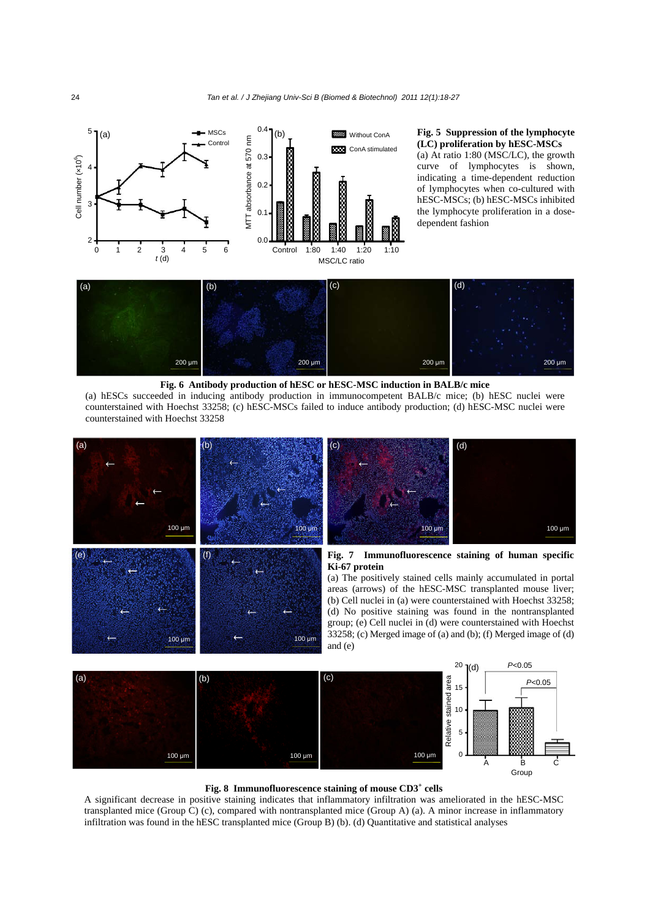**Fig. 5 Suppression of the lymphocyte (LC) proliferation by hESC-MSCs**

(a) At ratio 1:80 (MSC/LC), the growth curve of lymphocytes is shown, indicating a time-dependent reduction of lymphocytes when co-cultured with hESC-MSCs; (b) hESC-MSCs inhibited the lymphocyte proliferation in a dose-dependent fashion

**Fig. 6 Antibody production of hESC or hESC-MSC induction in BALB/c mice**

(a) hESCs succeeded in inducing antibody production in immunocompetent BALB/c mice; (b) hESC nuclei were counterstained with Hoechst 33258; (c) hESC-MSCs failed to induce antibody production; (d) hESC-MSC nuclei were counterstained with Hoechst 33258

**Fig. 7 Immunofluorescence staining of human specific Ki-67 protein**

(a) The positively stained cells mainly accumulated in portal areas (arrows) of the hESC-MSC transplanted mouse liver; (b) Cell nuclei in (a) were counterstained with Hoechst 33258; (d) No positive staining was found in the nontransplanted group; (e) Cell nuclei in (d) were counterstained with Hoechst 33258; (c) Merged image of (a) and (b); (f) Merged image of (d) and (e)

**Fig. 8 Immunofluorescence staining of mouse CD3$^+$ cells**

A significant decrease in positive staining indicates that inflammatory infiltration was ameliorated in the hESC-MSC transplanted mice (Group C) (c), compared with nontransplanted mice (Group A) (a). A minor increase in inflammatory infiltration was found in the hESC transplanted mice (Group B) (b). (d) Quantitative and statistical analyses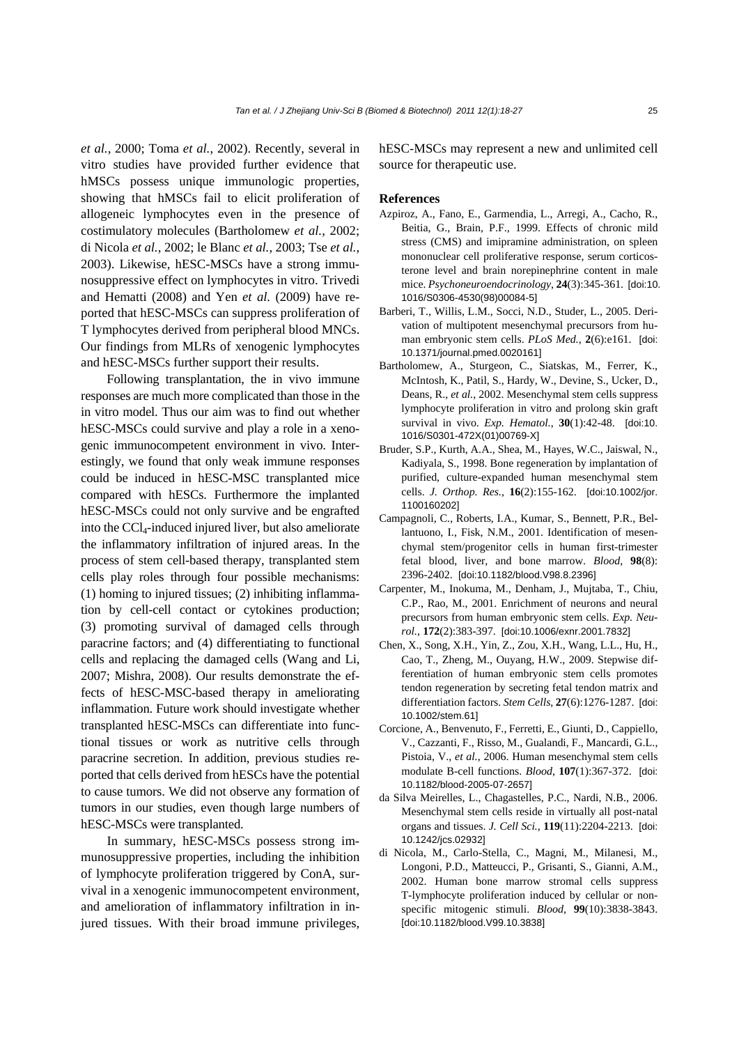*et al.*, 2000; Toma *et al.*, 2002). Recently, several in vitro studies have provided further evidence that hMSCs possess unique immunologic properties, showing that hMSCs fail to elicit proliferation of allogeneic lymphocytes even in the presence of costimulatory molecules (Bartholomew *et al.*, 2002; di Nicola *et al.*, 2002; le Blanc *et al.*, 2003; Tse *et al.*, 2003). Likewise, hESC-MSCs have a strong immunosuppressive effect on lymphocytes in vitro. Trivedi and Hematti (2008) and Yen *et al.* (2009) have reported that hESC-MSCs can suppress proliferation of T lymphocytes derived from peripheral blood MNCs. Our findings from MLRs of xenogenic lymphocytes and hESC-MSCs further support their results.

Following transplantation, the in vivo immune responses are much more complicated than those in the in vitro model. Thus our aim was to find out whether hESC-MSCs could survive and play a role in a xenogenic immunocompetent environment in vivo. Interestingly, we found that only weak immune responses could be induced in hESC-MSC transplanted mice compared with hESCs. Furthermore the implanted hESC-MSCs could not only survive and be engrafted into the $CCl_4$-induced injured liver, but also ameliorate the inflammatory infiltration of injured areas. In the process of stem cell-based therapy, transplanted stem cells play roles through four possible mechanisms: (1) homing to injured tissues; (2) inhibiting inflammation by cell-cell contact or cytokines production; (3) promoting survival of damaged cells through paracrine factors; and (4) differentiating to functional cells and replacing the damaged cells (Wang and Li, 2007; Mishra, 2008). Our results demonstrate the effects of hESC-MSC-based therapy in ameliorating inflammation. Future work should investigate whether transplanted hESC-MSCs can differentiate into functional tissues or work as nutritive cells through paracrine secretion. In addition, previous studies reported that cells derived from hESCs have the potential to cause tumors. We did not observe any formation of tumors in our studies, even though large numbers of hESC-MSCs were transplanted.

In summary, hESC-MSCs possess strong immunosuppressive properties, including the inhibition of lymphocyte proliferation triggered by ConA, survival in a xenogenic immunocompetent environment, and amelioration of inflammatory infiltration in injured tissues. With their broad immune privileges, hESC-MSCs may represent a new and unlimited cell source for therapeutic use.

## References

Azpiroz, A., Fano, E., Garmendia, L., Arregi, A., Cacho, R., Beitia, G., Brain, P.F., 1999. Effects of chronic mild stress (CMS) and imipramine administration, on spleen mononuclear cell proliferative response, serum corticosterone level and brain norepinephrine content in male mice. *Psychoneuroendocrinology*, **24**(3):345-361. [doi:10.1016/S0306-4530(98)00084-5]

Barberi, T., Willis, L.M., Socci, N.D., Studer, L., 2005. Derivation of multipotent mesenchymal precursors from human embryonic stem cells. *PLoS Med.*, **2**(6):e161. [doi:10.1371/journal.pmed.0020161]

Bartholomew, A., Sturgeon, C., Siatskas, M., Ferrer, K., McIntosh, K., Patil, S., Hardy, W., Devine, S., Ucker, D., Deans, R., *et al.*, 2002. Mesenchymal stem cells suppress lymphocyte proliferation in vitro and prolong skin graft survival in vivo. *Exp. Hematol.*, **30**(1):42-48. [doi:10.1016/S0301-472X(01)00769-X]

Bruder, S.P., Kurth, A.A., Shea, M., Hayes, W.C., Jaiswal, N., Kadiyala, S., 1998. Bone regeneration by implantation of purified, culture-expanded human mesenchymal stem cells. *J. Orthop. Res.*, **16**(2):155-162. [doi:10.1002/jor.1100160202]

Campagnoli, C., Roberts, I.A., Kumar, S., Bennett, P.R., Bellantuono, I., Fisk, N.M., 2001. Identification of mesenchymal stem/progenitor cells in human first-trimester fetal blood, liver, and bone marrow. *Blood*, **98**(8):2396-2402. [doi:10.1182/blood.V98.8.2396]

Carpenter, M., Inokuma, M., Denham, J., Mujtaba, T., Chiu, C.P., Rao, M., 2001. Enrichment of neurons and neural precursors from human embryonic stem cells. *Exp. Neurol.*, **172**(2):383-397. [doi:10.1006/exnr.2001.7832]

Chen, X., Song, X.H., Yin, Z., Zou, X.H., Wang, L.L., Hu, H., Cao, T., Zheng, M., Ouyang, H.W., 2009. Stepwise differentiation of human embryonic stem cells promotes tendon regeneration by secreting fetal tendon matrix and differentiation factors. *Stem Cells*, **27**(6):1276-1287. [doi:10.1002/stem.61]

Corcione, A., Benvenuto, F., Ferretti, E., Giunti, D., Cappiello, V., Cazzanti, F., Risso, M., Gualandi, F., Mancardi, G.L., Pistoia, V., *et al.*, 2006. Human mesenchymal stem cells modulate B-cell functions. *Blood*, **107**(1):367-372. [doi:10.1182/blood-2005-07-2657]

da Silva Meirelles, L., Chagastelles, P.C., Nardi, N.B., 2006. Mesenchymal stem cells reside in virtually all post-natal organs and tissues. *J. Cell Sci.*, **119**(11):2204-2213. [doi:10.1242/jcs.02932]

di Nicola, M., Carlo-Stella, C., Magni, M., Milanesi, M., Longoni, P.D., Matteucci, P., Grisanti, S., Gianni, A.M., 2002. Human bone marrow stromal cells suppress T-lymphocyte proliferation induced by cellular or nonspecific mitogenic stimuli. *Blood*, **99**(10):3838-3843. [doi:10.1182/blood.V99.10.3838]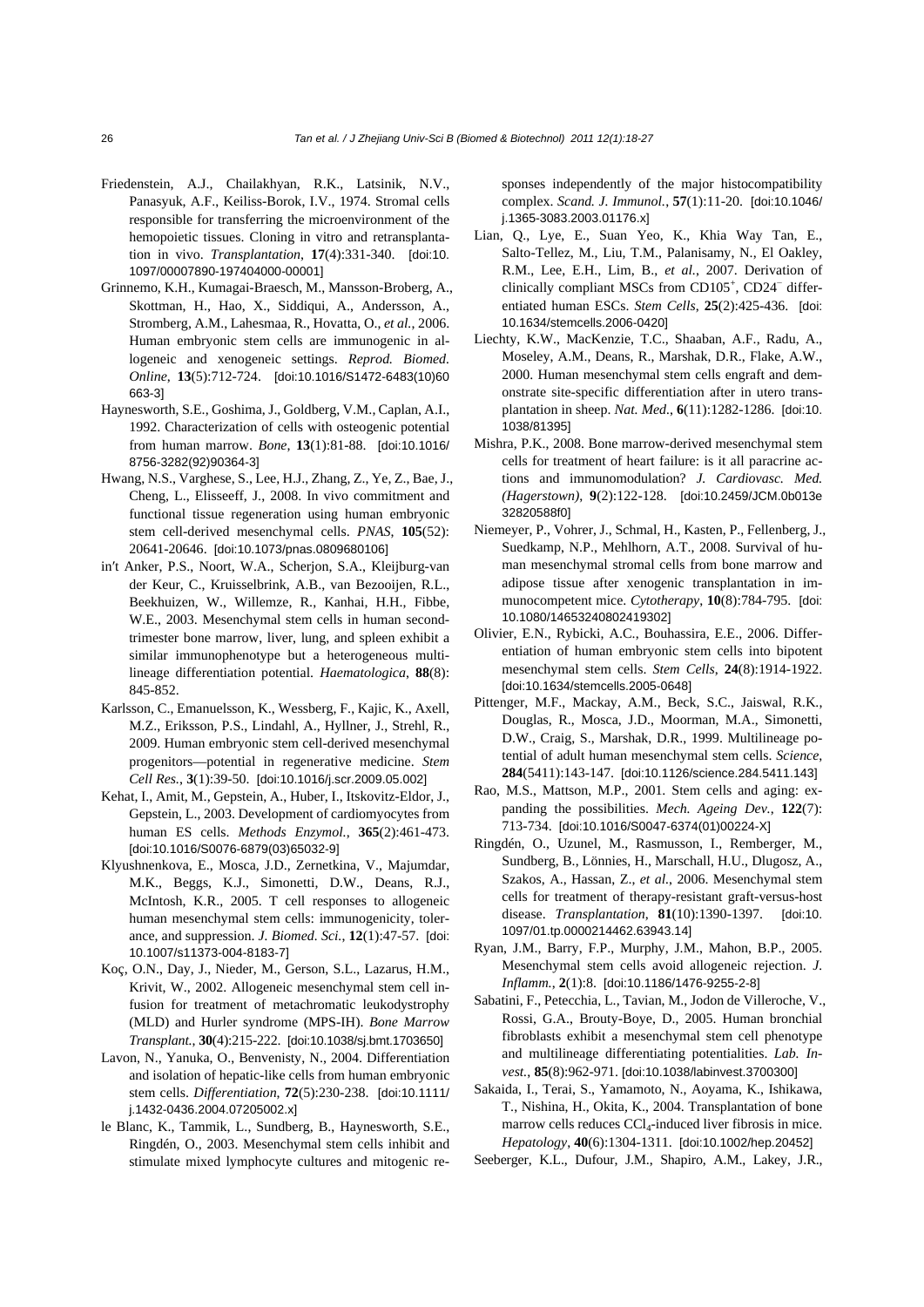Friedenstein, A.J., Chailakhyan, R.K., Latsinik, N.V., Panasyuk, A.F., Keiliss-Borok, I.V., 1974. Stromal cells responsible for transferring the microenvironment of the hemopoietic tissues. Cloning in vitro and retransplantation in vivo. *Transplantation*, **17**(4):331-340. [doi:10.1097/00007890-197404000-00001]

Grinnemo, K.H., Kumagai-Braesch, M., Mansson-Broberg, A., Skottman, H., Hao, X., Siddiqui, A., Andersson, A., Stromberg, A.M., Lahesmaa, R., Hovatta, O., *et al.*, 2006. Human embryonic stem cells are immunogenic in allogeneic and xenogeneic settings. *Reprod. Biomed. Online*, **13**(5):712-724. [doi:10.1016/S1472-6483(10)60663-3]

Haynesworth, S.E., Goshima, J., Goldberg, V.M., Caplan, A.I., 1992. Characterization of cells with osteogenic potential from human marrow. *Bone*, **13**(1):81-88. [doi:10.1016/8756-3282(92)90364-3]

Hwang, N.S., Varghese, S., Lee, H.J., Zhang, Z., Ye, Z., Bae, J., Cheng, L., Elisseeff, J., 2008. In vivo commitment and functional tissue regeneration using human embryonic stem cell-derived mesenchymal cells. *PNAS*, **105**(52):20641-20646. [doi:10.1073/pnas.0809680106]

in't Anker, P.S., Noort, W.A., Scherjon, S.A., Kleijburg-van der Keur, C., Kruisselbrink, A.B., van Bezooijen, R.L., Beekhuizen, W., Willemze, R., Kanhai, H.H., Fibbe, W.E., 2003. Mesenchymal stem cells in human second-trimester bone marrow, liver, lung, and spleen exhibit a similar immunophenotype but a heterogeneous multilineage differentiation potential. *Haematologica*, **88**(8):845-852.

Karlsson, C., Emanuelsson, K., Wessberg, F., Kajic, K., Axell, M.Z., Eriksson, P.S., Lindahl, A., Hyllner, J., Strehl, R., 2009. Human embryonic stem cell-derived mesenchymal progenitors—potential in regenerative medicine. *Stem Cell Res.*, **3**(1):39-50. [doi:10.1016/j.scr.2009.05.002]

Kehat, I., Amit, M., Gepstein, A., Huber, I., Itskovitz-Eldor, J., Gepstein, L., 2003. Development of cardiomyocytes from human ES cells. *Methods Enzymol.*, **365**(2):461-473. [doi:10.1016/S0076-6879(03)65032-9]

Klyushnenkova, E., Mosca, J.D., Zernetkina, V., Majumdar, M.K., Beggs, K.J., Simonetti, D.W., Deans, R.J., McIntosh, K.R., 2005. T cell responses to allogeneic human mesenchymal stem cells: immunogenicity, tolerance, and suppression. *J. Biomed. Sci.*, **12**(1):47-57. [doi:10.1007/s11373-004-8183-7]

Koç, O.N., Day, J., Nieder, M., Gerson, S.L., Lazarus, H.M., Krivit, W., 2002. Allogeneic mesenchymal stem cell infusion for treatment of metachromatic leukodystrophy (MLD) and Hurler syndrome (MPS-IH). *Bone Marrow Transplant.*, **30**(4):215-222. [doi:10.1038/sj.bmt.1703650]

Lavon, N., Yanuka, O., Benvenisty, N., 2004. Differentiation and isolation of hepatic-like cells from human embryonic stem cells. *Differentiation*, **72**(5):230-238. [doi:10.1111/j.1432-0436.2004.07205002.x]

le Blanc, K., Tammik, L., Sundberg, B., Haynesworth, S.E., Ringdén, O., 2003. Mesenchymal stem cells inhibit and stimulate mixed lymphocyte cultures and mitogenic responses independently of the major histocompatibility complex. *Scand. J. Immunol.*, **57**(1):11-20. [doi:10.1046/j.1365-3083.2003.01176.x]

Lian, Q., Lye, E., Suan Yeo, K., Khia Way Tan, E., Salto-Tellez, M., Liu, T.M., Palanisamy, N., El Oakley, R.M., Lee, E.H., Lim, B., *et al.*, 2007. Derivation of clinically compliant MSCs from CD105$^+$, CD24$^-$ differentiated human ESCs. *Stem Cells*, **25**(2):425-436. [doi:10.1634/stemcells.2006-0420]

Liechty, K.W., MacKenzie, T.C., Shaaban, A.F., Radu, A., Moseley, A.M., Deans, R., Marshak, D.R., Flake, A.W., 2000. Human mesenchymal stem cells engraft and demonstrate site-specific differentiation after in utero transplantation in sheep. *Nat. Med.*, **6**(11):1282-1286. [doi:10.1038/81395]

Mishra, P.K., 2008. Bone marrow-derived mesenchymal stem cells for treatment of heart failure: is it all paracrine actions and immunomodulation? *J. Cardiovasc. Med. (Hagerstown)*, **9**(2):122-128. [doi:10.2459/JCM.0b013e32820588f0]

Niemeyer, P., Vohrer, J., Schmal, H., Kasten, P., Fellenberg, J., Suedkamp, N.P., Mehlhorn, A.T., 2008. Survival of human mesenchymal stromal cells from bone marrow and adipose tissue after xenogenic transplantation in immunocompetent mice. *Cytotherapy*, **10**(8):784-795. [doi:10.1080/14653240802419302]

Olivier, E.N., Rybicki, A.C., Bouhassira, E.E., 2006. Differentiation of human embryonic stem cells into bipotent mesenchymal stem cells. *Stem Cells*, **24**(8):1914-1922. [doi:10.1634/stemcells.2005-0648]

Pittenger, M.F., Mackay, A.M., Beck, S.C., Jaiswal, R.K., Douglas, R., Mosca, J.D., Moorman, M.A., Simonetti, D.W., Craig, S., Marshak, D.R., 1999. Multilineage potential of adult human mesenchymal stem cells. *Science*, **284**(5411):143-147. [doi:10.1126/science.284.5411.143]

Rao, M.S., Mattson, M.P., 2001. Stem cells and aging: expanding the possibilities. *Mech. Ageing Dev.*, **122**(7):713-734. [doi:10.1016/S0047-6374(01)00224-X]

Ringdén, O., Uzunel, M., Rasmusson, I., Remberger, M., Sundberg, B., Lönnies, H., Marschall, H.U., Dlugosz, A., Szakos, A., Hassan, Z., *et al.*, 2006. Mesenchymal stem cells for treatment of therapy-resistant graft-versus-host disease. *Transplantation*, **81**(10):1390-1397. [doi:10.1097/01.tp.0000214462.63943.14]

Ryan, J.M., Barry, F.P., Murphy, J.M., Mahon, B.P., 2005. Mesenchymal stem cells avoid allogeneic rejection. *J. Inflamm.*, **2**(1):8. [doi:10.1186/1476-9255-2-8]

Sabatini, F., Petecchia, L., Tavian, M., Jodon de Villeroche, V., Rossi, G.A., Brouty-Boye, D., 2005. Human bronchial fibroblasts exhibit a mesenchymal stem cell phenotype and multilineage differentiating potentialities. *Lab. Invest.*, **85**(8):962-971. [doi:10.1038/labinvest.3700300]

Sakaida, I., Terai, S., Yamamoto, N., Aoyama, K., Ishikawa, T., Nishina, H., Okita, K., 2004. Transplantation of bone marrow cells reduces $CCl_4$-induced liver fibrosis in mice. *Hepatology*, **40**(6):1304-1311. [doi:10.1002/hep.20452]

Seeberger, K.L., Dufour, J.M., Shapiro, A.M., Lakey, J.R.,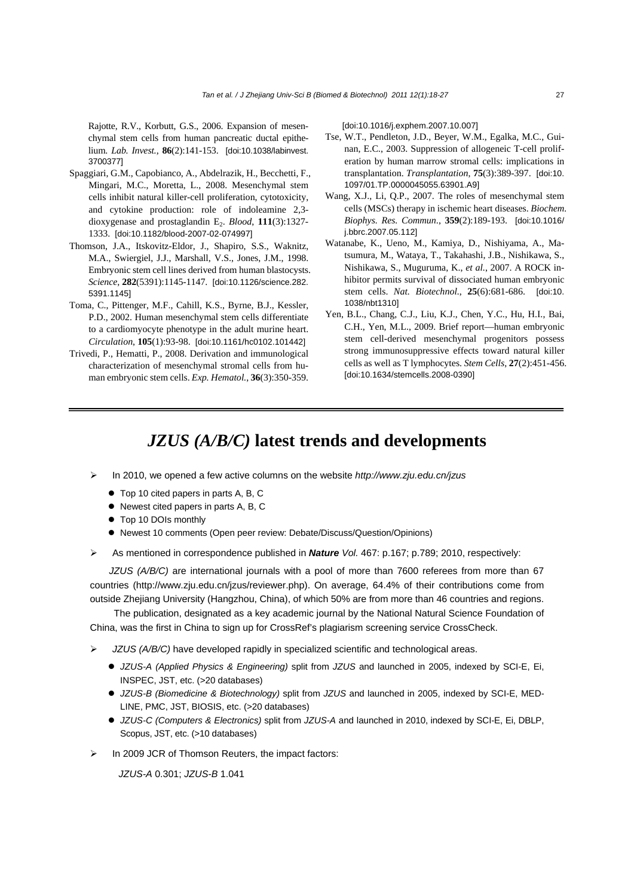Rajotte, R.V., Korbutt, G.S., 2006. Expansion of mesenchymal stem cells from human pancreatic ductal epithelium. *Lab. Invest.*, **86**(2):141-153. [doi:10.1038/labinvest.3700377]

Spaggiari, G.M., Capobianco, A., Abdelrazik, H., Becchetti, F., Mingari, M.C., Moretta, L., 2008. Mesenchymal stem cells inhibit natural killer-cell proliferation, cytotoxicity, and cytokine production: role of indoleamine 2,3-dioxygenase and prostaglandin $E_2$. *Blood*, **111**(3):1327-1333. [doi:10.1182/blood-2007-02-074997]

Thomson, J.A., Itskovitz-Eldor, J., Shapiro, S.S., Waknitz, M.A., Swiergiel, J.J., Marshall, V.S., Jones, J.M., 1998. Embryonic stem cell lines derived from human blastocysts. *Science*, **282**(5391):1145-1147. [doi:10.1126/science.282.5391.1145]

Toma, C., Pittenger, M.F., Cahill, K.S., Byrne, B.J., Kessler, P.D., 2002. Human mesenchymal stem cells differentiate to a cardiomyocyte phenotype in the adult murine heart. *Circulation*, **105**(1):93-98. [doi:10.1161/hc0102.101442]

Trivedi, P., Hematti, P., 2008. Derivation and immunological characterization of mesenchymal stromal cells from human embryonic stem cells. *Exp. Hematol.*, **36**(3):350-359. [doi:10.1016/j.exphem.2007.10.007]

Tse, W.T., Pendleton, J.D., Beyer, W.M., Egalka, M.C., Guinan, E.C., 2003. Suppression of allogeneic T-cell proliferation by human marrow stromal cells: implications in transplantation. *Transplantation*, **75**(3):389-397. [doi:10.1097/01.TP.0000045055.63901.A9]

Wang, X.J., Li, Q.P., 2007. The roles of mesenchymal stem cells (MSCs) therapy in ischemic heart diseases. *Biochem. Biophys. Res. Commun.*, **359**(2):189-193. [doi:10.1016/j.bbrc.2007.05.112]

Watanabe, K., Ueno, M., Kamiya, D., Nishiyama, A., Matsumura, M., Wataya, T., Takahashi, J.B., Nishikawa, S., Nishikawa, S., Muguruma, K., *et al.*, 2007. A ROCK inhibitor permits survival of dissociated human embryonic stem cells. *Nat. Biotechnol.*, **25**(6):681-686. [doi:10.1038/nbt1310]

Yen, B.L., Chang, C.J., Liu, K.J., Chen, Y.C., Hu, H.I., Bai, C.H., Yen, M.L., 2009. Brief report—human embryonic stem cell-derived mesenchymal progenitors possess strong immunosuppressive effects toward natural killer cells as well as T lymphocytes. *Stem Cells*, **27**(2):451-456. [doi:10.1634/stemcells.2008-0390]

# *JZUS (A/B/C)* latest trends and developments

- In 2010, we opened a few active columns on the website *http://www.zju.edu.cn/jzus*
  - Top 10 cited papers in parts A, B, C
  - Newest cited papers in parts A, B, C
  - Top 10 DOIs monthly
  - Newest 10 comments (Open peer review: Debate/Discuss/Question/Opinions)
- As mentioned in correspondence published in ***Nature*** *Vol.* 467: p.167; p.789; 2010, respectively:

*JZUS (A/B/C)* are international journals with a pool of more than 7600 referees from more than 67 countries (http://www.zju.edu.cn/jzus/reviewer.php). On average, 64.4% of their contributions come from outside Zhejiang University (Hangzhou, China), of which 50% are from more than 46 countries and regions.

The publication, designated as a key academic journal by the National Natural Science Foundation of China, was the first in China to sign up for CrossRef's plagiarism screening service CrossCheck.

- *JZUS (A/B/C)* have developed rapidly in specialized scientific and technological areas.
  - *JZUS-A (Applied Physics & Engineering)* split from *JZUS* and launched in 2005, indexed by SCI-E, Ei, INSPEC, JST, etc. (>20 databases)
  - *JZUS-B (Biomedicine & Biotechnology)* split from *JZUS* and launched in 2005, indexed by SCI-E, MEDLINE, PMC, JST, BIOSIS, etc. (>20 databases)
  - *JZUS-C (Computers & Electronics)* split from *JZUS-A* and launched in 2010, indexed by SCI-E, Ei, DBLP, Scopus, JST, etc. (>10 databases)
- In 2009 JCR of Thomson Reuters, the impact factors:

  *JZUS-A* 0.301; *JZUS-B* 1.041